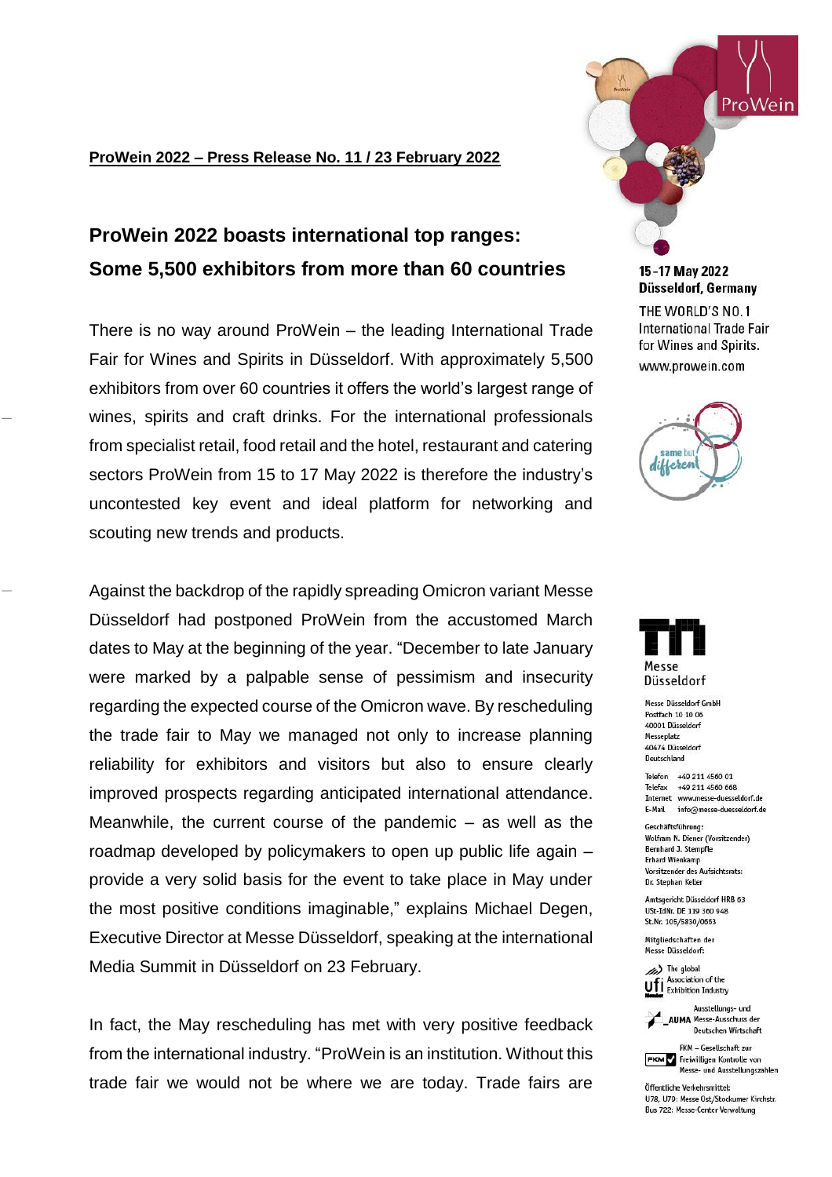**ProWein 2022 – Press Release No. 11 / 23 February 2022**

## ProWein 2022 boasts international top ranges: Some 5,500 exhibitors from more than 60 countries

There is no way around ProWein – the leading International Trade Fair for Wines and Spirits in Düsseldorf. With approximately 5,500 exhibitors from over 60 countries it offers the world's largest range of wines, spirits and craft drinks. For the international professionals from specialist retail, food retail and the hotel, restaurant and catering sectors ProWein from 15 to 17 May 2022 is therefore the industry's uncontested key event and ideal platform for networking and scouting new trends and products.

Against the backdrop of the rapidly spreading Omicron variant Messe Düsseldorf had postponed ProWein from the accustomed March dates to May at the beginning of the year. "December to late January were marked by a palpable sense of pessimism and insecurity regarding the expected course of the Omicron wave. By rescheduling the trade fair to May we managed not only to increase planning reliability for exhibitors and visitors but also to ensure clearly improved prospects regarding anticipated international attendance. Meanwhile, the current course of the pandemic – as well as the roadmap developed by policymakers to open up public life again – provide a very solid basis for the event to take place in May under the most positive conditions imaginable," explains Michael Degen, Executive Director at Messe Düsseldorf, speaking at the international Media Summit in Düsseldorf on 23 February.

In fact, the May rescheduling has met with very positive feedback from the international industry. "ProWein is an institution. Without this trade fair we would not be where we are today. Trade fairs are

**15 -17 May 2022**
**Düsseldorf, Germany**

THE WORLD'S NO. 1
International Trade Fair
for Wines and Spirits.
www.prowein.com

same but different

Messe Düsseldorf

Messe Düsseldorf GmbH
Postfach 10 10 06
40001 Düsseldorf
Messeplatz
40474 Düsseldorf
Deutschland

Telefon +49 211 4560 01
Telefax +49 211 4560 668
Internet www.messe-duesseldorf.de
E-Mail info@messe-duesseldorf.de

Geschäftsführung:
Wolfram N. Diener (Vorsitzender)
Bernhard J. Stempfle
Erhard Wienkamp
Vorsitzender des Aufsichtsrats:
Dr. Stephan Keller

Amtsgericht Düsseldorf HRB 63
USt-IdNr. DE 119 360 948
St.Nr. 105/5830/0663

Mitgliedschaften der
Messe Düsseldorf:

ufi – The global Association of the Exhibition Industry

AUMA – Ausstellungs- und Messe-Ausschuss der Deutschen Wirtschaft

FKM – Gesellschaft zur Freiwilligen Kontrolle von Messe- und Ausstellungszahlen

Öffentliche Verkehrsmittel:
U78, U79: Messe Ost/Stockumer Kirchstr.
Bus 722: Messe-Center Verwaltung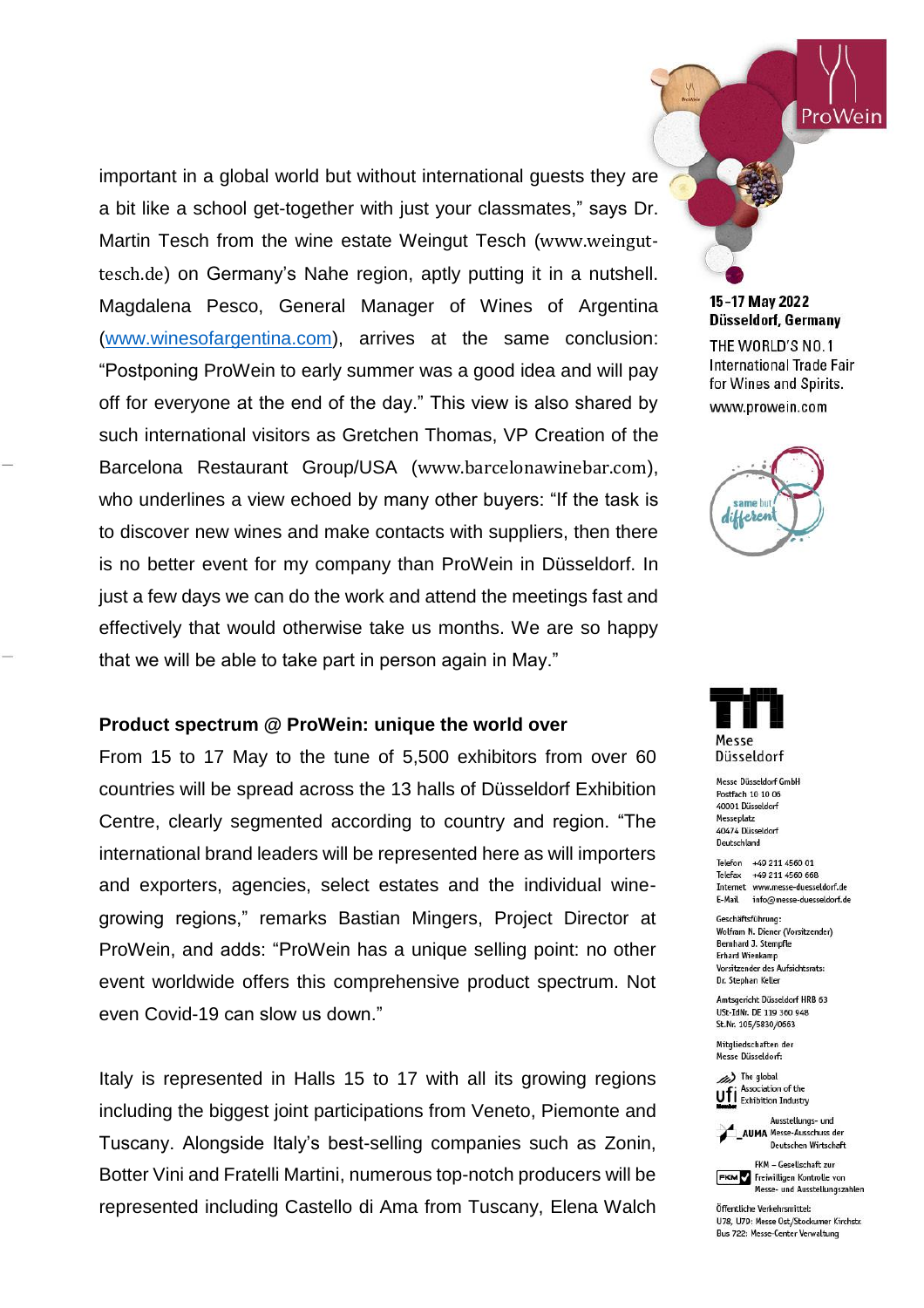important in a global world but without international guests they are a bit like a school get-together with just your classmates," says Dr. Martin Tesch from the wine estate Weingut Tesch (www.weingut-tesch.de) on Germany's Nahe region, aptly putting it in a nutshell. Magdalena Pesco, General Manager of Wines of Argentina (www.winesofargentina.com), arrives at the same conclusion: "Postponing ProWein to early summer was a good idea and will pay off for everyone at the end of the day." This view is also shared by such international visitors as Gretchen Thomas, VP Creation of the Barcelona Restaurant Group/USA (www.barcelonawinebar.com), who underlines a view echoed by many other buyers: "If the task is to discover new wines and make contacts with suppliers, then there is no better event for my company than ProWein in Düsseldorf. In just a few days we can do the work and attend the meetings fast and effectively that would otherwise take us months. We are so happy that we will be able to take part in person again in May."

**Product spectrum @ ProWein: unique the world over**

From 15 to 17 May to the tune of 5,500 exhibitors from over 60 countries will be spread across the 13 halls of Düsseldorf Exhibition Centre, clearly segmented according to country and region. "The international brand leaders will be represented here as will importers and exporters, agencies, select estates and the individual wine-growing regions," remarks Bastian Mingers, Project Director at ProWein, and adds: "ProWein has a unique selling point: no other event worldwide offers this comprehensive product spectrum. Not even Covid-19 can slow us down."

Italy is represented in Halls 15 to 17 with all its growing regions including the biggest joint participations from Veneto, Piemonte and Tuscany. Alongside Italy's best-selling companies such as Zonin, Botter Vini and Fratelli Martini, numerous top-notch producers will be represented including Castello di Ama from Tuscany, Elena Walch

**15-17 May 2022**
**Düsseldorf, Germany**

THE WORLD'S NO. 1
International Trade Fair
for Wines and Spirits.
www.prowein.com

same but different

Messe Düsseldorf

Messe Düsseldorf GmbH
Postfach 10 10 06
40001 Düsseldorf
Messeplatz
40474 Düsseldorf
Deutschland

Telefon +49 211 4560 01
Telefax +49 211 4560 668
Internet www.messe-duesseldorf.de
E-Mail info@messe-duesseldorf.de

Geschäftsführung:
Wolfram N. Diener (Vorsitzender)
Bernhard J. Stempfle
Erhard Wienkamp
Vorsitzender des Aufsichtsrats:
Dr. Stephan Keller

Amtsgericht Düsseldorf HRB 63
USt-IdNr. DE 119 360 948
St.Nr. 105/5830/0663

Mitgliedschaften der
Messe Düsseldorf:

The global Association of the Exhibition Industry

Ausstellungs- und Messe-Ausschuss der Deutschen Wirtschaft

FKM – Gesellschaft zur Freiwilligen Kontrolle von Messe- und Ausstellungszahlen

Öffentliche Verkehrsmittel:
U78, U79: Messe Ost/Stockumer Kirchstr.
Bus 722: Messe-Center Verwaltung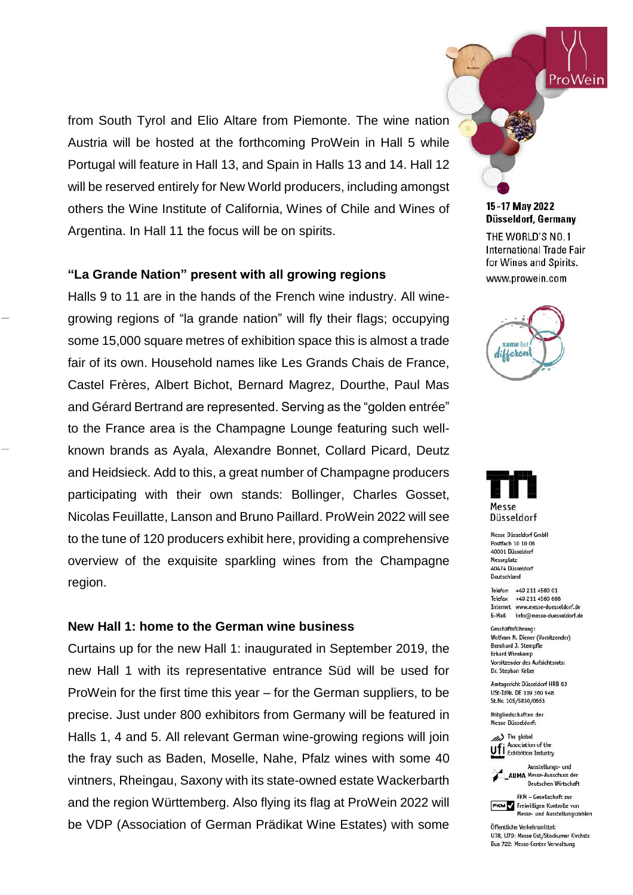from South Tyrol and Elio Altare from Piemonte. The wine nation Austria will be hosted at the forthcoming ProWein in Hall 5 while Portugal will feature in Hall 13, and Spain in Halls 13 and 14. Hall 12 will be reserved entirely for New World producers, including amongst others the Wine Institute of California, Wines of Chile and Wines of Argentina. In Hall 11 the focus will be on spirits.

**“La Grande Nation” present with all growing regions**

Halls 9 to 11 are in the hands of the French wine industry. All wine-growing regions of “la grande nation” will fly their flags; occupying some 15,000 square metres of exhibition space this is almost a trade fair of its own. Household names like Les Grands Chais de France, Castel Frères, Albert Bichot, Bernard Magrez, Dourthe, Paul Mas and Gérard Bertrand are represented. Serving as the “golden entrée” to the France area is the Champagne Lounge featuring such well-known brands as Ayala, Alexandre Bonnet, Collard Picard, Deutz and Heidsieck. Add to this, a great number of Champagne producers participating with their own stands: Bollinger, Charles Gosset, Nicolas Feuillatte, Lanson and Bruno Paillard. ProWein 2022 will see to the tune of 120 producers exhibit here, providing a comprehensive overview of the exquisite sparkling wines from the Champagne region.

**New Hall 1: home to the German wine business**

Curtains up for the new Hall 1: inaugurated in September 2019, the new Hall 1 with its representative entrance Süd will be used for ProWein for the first time this year – for the German suppliers, to be precise. Just under 800 exhibitors from Germany will be featured in Halls 1, 4 and 5. All relevant German wine-growing regions will join the fray such as Baden, Moselle, Nahe, Pfalz wines with some 40 vintners, Rheingau, Saxony with its state-owned estate Wackerbarth and the region Württemberg. Also flying its flag at ProWein 2022 will be VDP (Association of German Prädikat Wine Estates) with some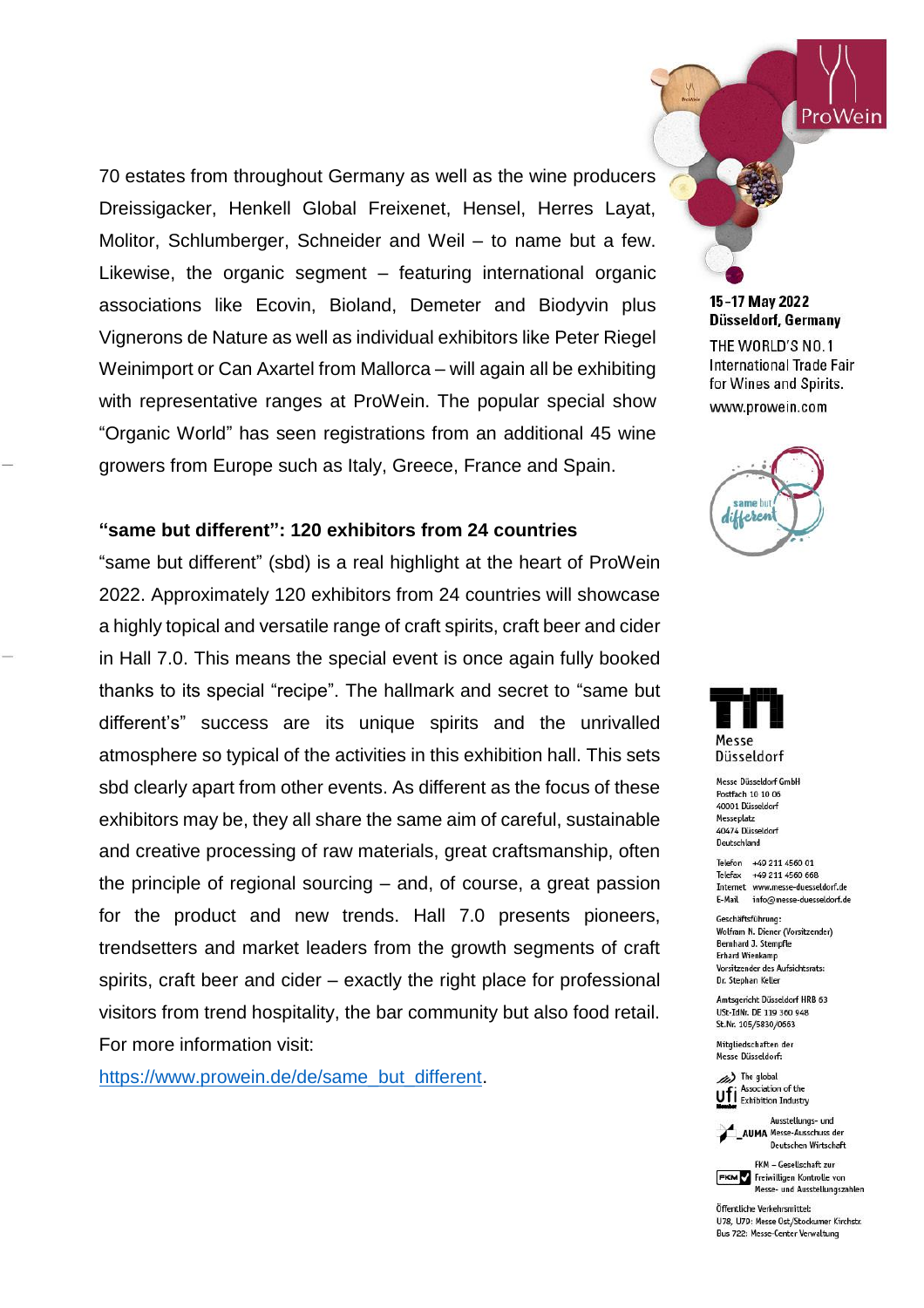70 estates from throughout Germany as well as the wine producers Dreissigacker, Henkell Global Freixenet, Hensel, Herres Layat, Molitor, Schlumberger, Schneider and Weil – to name but a few. Likewise, the organic segment – featuring international organic associations like Ecovin, Bioland, Demeter and Biodyvin plus Vignerons de Nature as well as individual exhibitors like Peter Riegel Weinimport or Can Axartel from Mallorca – will again all be exhibiting with representative ranges at ProWein. The popular special show "Organic World" has seen registrations from an additional 45 wine growers from Europe such as Italy, Greece, France and Spain.

**"same but different": 120 exhibitors from 24 countries**

"same but different" (sbd) is a real highlight at the heart of ProWein 2022. Approximately 120 exhibitors from 24 countries will showcase a highly topical and versatile range of craft spirits, craft beer and cider in Hall 7.0. This means the special event is once again fully booked thanks to its special "recipe". The hallmark and secret to "same but different's" success are its unique spirits and the unrivalled atmosphere so typical of the activities in this exhibition hall. This sets sbd clearly apart from other events. As different as the focus of these exhibitors may be, they all share the same aim of careful, sustainable and creative processing of raw materials, great craftsmanship, often the principle of regional sourcing – and, of course, a great passion for the product and new trends. Hall 7.0 presents pioneers, trendsetters and market leaders from the growth segments of craft spirits, craft beer and cider – exactly the right place for professional visitors from trend hospitality, the bar community but also food retail. For more information visit:

[https://www.prowein.de/de/same_but_different](https://www.prowein.de/de/same_but_different).

**15-17 May 2022**
**Düsseldorf, Germany**

THE WORLD'S NO. 1
International Trade Fair for Wines and Spirits.
www.prowein.com

Messe Düsseldorf

Messe Düsseldorf GmbH
Postfach 10 10 06
40001 Düsseldorf
Messeplatz
40474 Düsseldorf
Deutschland

Telefon +49 211 4560 01
Telefax +49 211 4560 668
Internet www.messe-duesseldorf.de
E-Mail info@messe-duesseldorf.de

Geschäftsführung:
Wolfram N. Diener (Vorsitzender)
Bernhard J. Stempfle
Erhard Wienkamp
Vorsitzender des Aufsichtsrats:
Dr. Stephan Keller

Amtsgericht Düsseldorf HRB 63
USt-IdNr. DE 119 360 948
St.Nr. 105/5830/0663

Mitgliedschaften der Messe Düsseldorf:

The global Association of the Exhibition Industry

Ausstellungs- und Messe-Ausschuss der Deutschen Wirtschaft

FKM – Gesellschaft zur Freiwilligen Kontrolle von Messe- und Ausstellungszahlen

Öffentliche Verkehrsmittel:
U78, U79: Messe Ost/Stockumer Kirchstr.
Bus 722: Messe-Center Verwaltung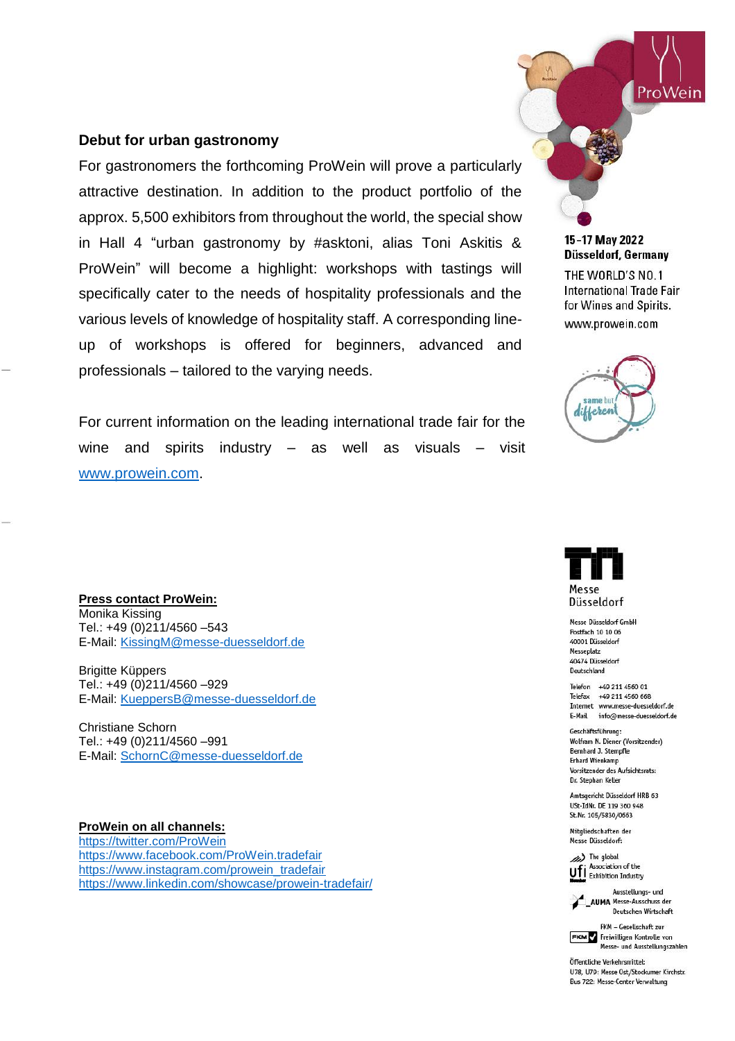### Debut for urban gastronomy

For gastronomers the forthcoming ProWein will prove a particularly attractive destination. In addition to the product portfolio of the approx. 5,500 exhibitors from throughout the world, the special show in Hall 4 “urban gastronomy by #asktoni, alias Toni Askitis & ProWein” will become a highlight: workshops with tastings will specifically cater to the needs of hospitality professionals and the various levels of knowledge of hospitality staff. A corresponding line-up of workshops is offered for beginners, advanced and professionals – tailored to the varying needs.

For current information on the leading international trade fair for the wine and spirits industry – as well as visuals – visit [www.prowein.com](http://www.prowein.com).

**Press contact ProWein:**
Monika Kissing
Tel.: +49 (0)211/4560 –543
E-Mail: KissingM@messe-duesseldorf.de

Brigitte Küppers
Tel.: +49 (0)211/4560 –929
E-Mail: KueppersB@messe-duesseldorf.de

Christiane Schorn
Tel.: +49 (0)211/4560 –991
E-Mail: SchornC@messe-duesseldorf.de

**ProWein on all channels:**
https://twitter.com/ProWein
https://www.facebook.com/ProWein.tradefair
https://www.instagram.com/prowein_tradefair
https://www.linkedin.com/showcase/prowein-tradefair/

ProWein

**15-17 May 2022**
**Düsseldorf, Germany**

THE WORLD'S NO. 1
International Trade Fair
for Wines and Spirits.
www.prowein.com

same but different

Messe Düsseldorf

Messe Düsseldorf GmbH
Postfach 10 10 06
40001 Düsseldorf
Messeplatz
40474 Düsseldorf
Deutschland

Telefon +49 211 4560 01
Telefax +49 211 4560 668
Internet www.messe-duesseldorf.de
E-Mail info@messe-duesseldorf.de

Geschäftsführung:
Wolfram N. Diener (Vorsitzender)
Bernhard J. Stempfle
Erhard Wienkamp
Vorsitzender des Aufsichtsrats:
Dr. Stephan Keller

Amtsgericht Düsseldorf HRB 63
USt-IdNr. DE 119 360 948
St.Nr. 105/5830/0663

Mitgliedschaften der
Messe Düsseldorf:

ufi – The global Association of the Exhibition Industry

AUMA – Ausstellungs- und Messe-Ausschuss der Deutschen Wirtschaft

FKM – Gesellschaft zur Freiwilligen Kontrolle von Messe- und Ausstellungszahlen

Öffentliche Verkehrsmittel:
U78, U79: Messe Ost/Stockumer Kirchstr.
Bus 722: Messe-Center Verwaltung